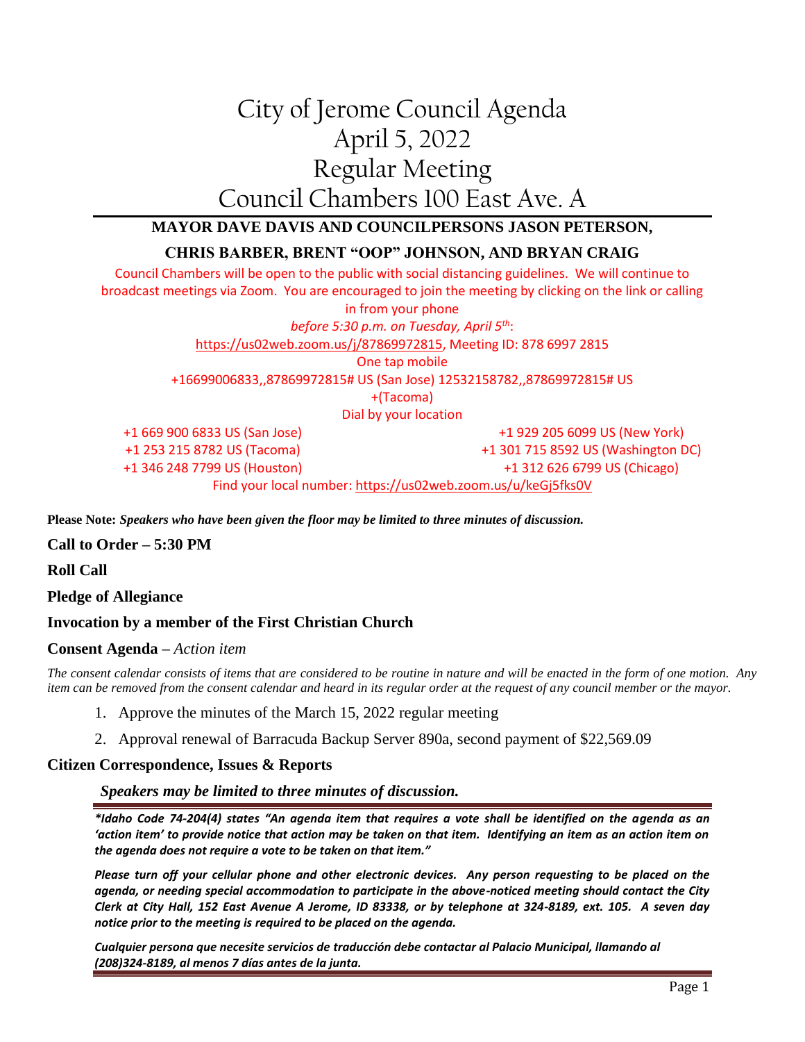# City of Jerome Council Agenda
# April 5, 2022
# Regular Meeting
# Council Chambers 100 East Ave. A

**MAYOR DAVE DAVIS AND COUNCILPERSONS JASON PETERSON,**

**CHRIS BARBER, BRENT "OOP" JOHNSON, AND BRYAN CRAIG**

Council Chambers will be open to the public with social distancing guidelines. We will continue to broadcast meetings via Zoom. You are encouraged to join the meeting by clicking on the link or calling in from your phone

*before 5:30 p.m. on Tuesday, April 5th*:

https://us02web.zoom.us/j/87869972815, Meeting ID: 878 6997 2815

One tap mobile

+16699006833,,87869972815# US (San Jose) 12532158782,,87869972815# US +(Tacoma)

Dial by your location

+1 669 900 6833 US (San Jose)
+1 929 205 6099 US (New York)
+1 253 215 8782 US (Tacoma)
+1 301 715 8592 US (Washington DC)
+1 346 248 7799 US (Houston)
+1 312 626 6799 US (Chicago)

Find your local number: https://us02web.zoom.us/u/keGj5fks0V

**Please Note:** ***Speakers who have been given the floor may be limited to three minutes of discussion.***

**Call to Order – 5:30 PM**

**Roll Call**

**Pledge of Allegiance**

**Invocation by a member of the First Christian Church**

**Consent Agenda –** *Action item*

*The consent calendar consists of items that are considered to be routine in nature and will be enacted in the form of one motion. Any item can be removed from the consent calendar and heard in its regular order at the request of any council member or the mayor.*

1. Approve the minutes of the March 15, 2022 regular meeting
2. Approval renewal of Barracuda Backup Server 890a, second payment of $22,569.09

**Citizen Correspondence, Issues & Reports**

***Speakers may be limited to three minutes of discussion.***

***\*Idaho Code 74-204(4) states "An agenda item that requires a vote shall be identified on the agenda as an 'action item' to provide notice that action may be taken on that item. Identifying an item as an action item on the agenda does not require a vote to be taken on that item."***

***Please turn off your cellular phone and other electronic devices. Any person requesting to be placed on the agenda, or needing special accommodation to participate in the above-noticed meeting should contact the City Clerk at City Hall, 152 East Avenue A Jerome, ID 83338, or by telephone at 324-8189, ext. 105. A seven day notice prior to the meeting is required to be placed on the agenda.***

***Cualquier persona que necesite servicios de traducción debe contactar al Palacio Municipal, llamando al (208)324-8189, al menos 7 días antes de la junta.***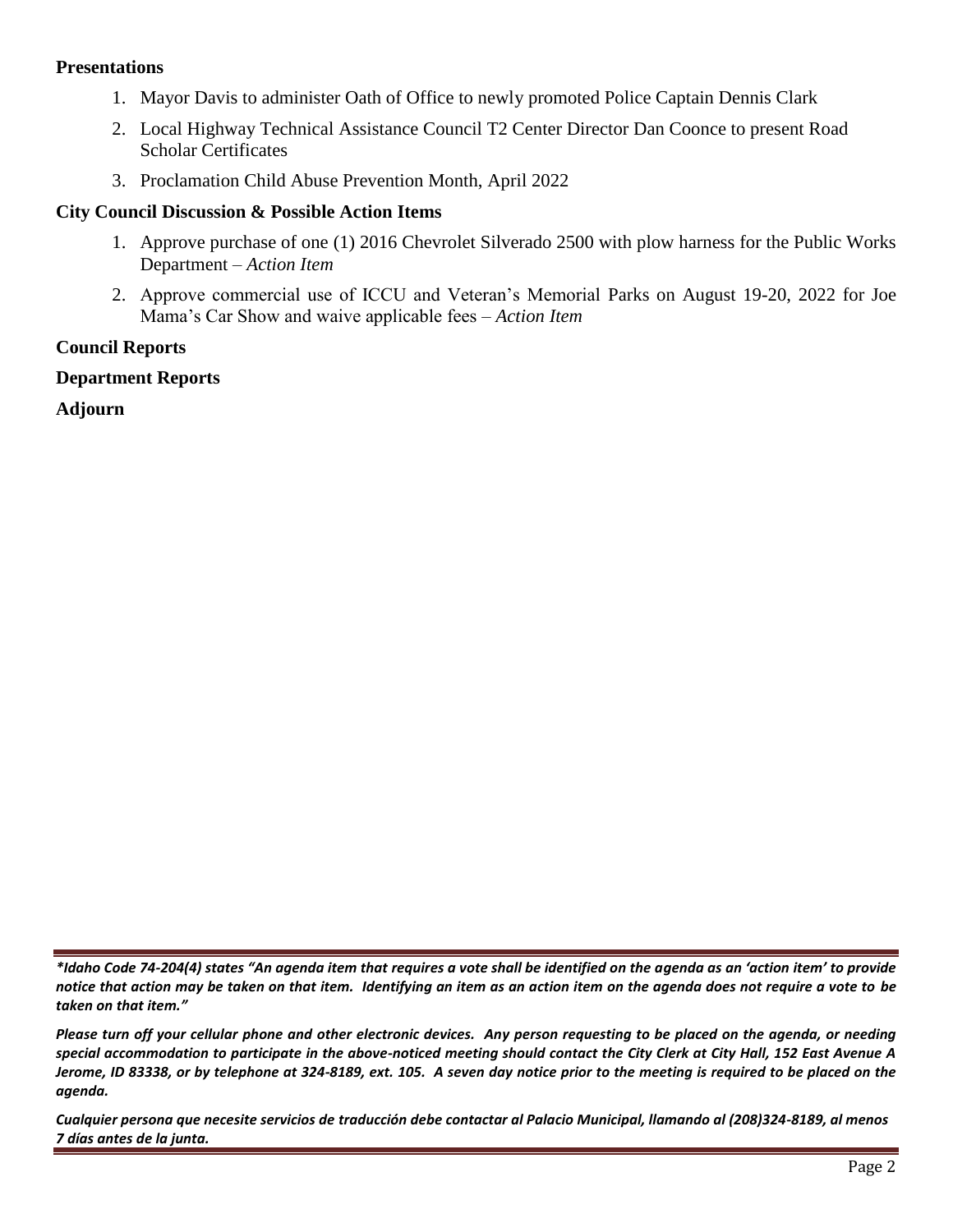**Presentations**

1. Mayor Davis to administer Oath of Office to newly promoted Police Captain Dennis Clark
2. Local Highway Technical Assistance Council T2 Center Director Dan Coonce to present Road Scholar Certificates
3. Proclamation Child Abuse Prevention Month, April 2022

**City Council Discussion & Possible Action Items**

1. Approve purchase of one (1) 2016 Chevrolet Silverado 2500 with plow harness for the Public Works Department – *Action Item*
2. Approve commercial use of ICCU and Veteran's Memorial Parks on August 19-20, 2022 for Joe Mama's Car Show and waive applicable fees – *Action Item*

**Council Reports**

**Department Reports**

**Adjourn**

***Idaho Code 74-204(4) states "An agenda item that requires a vote shall be identified on the agenda as an 'action item' to provide notice that action may be taken on that item. Identifying an item as an action item on the agenda does not require a vote to be taken on that item."***

***Please turn off your cellular phone and other electronic devices. Any person requesting to be placed on the agenda, or needing special accommodation to participate in the above-noticed meeting should contact the City Clerk at City Hall, 152 East Avenue A Jerome, ID 83338, or by telephone at 324-8189, ext. 105. A seven day notice prior to the meeting is required to be placed on the agenda.***

***Cualquier persona que necesite servicios de traducción debe contactar al Palacio Municipal, llamando al (208)324-8189, al menos 7 días antes de la junta.***